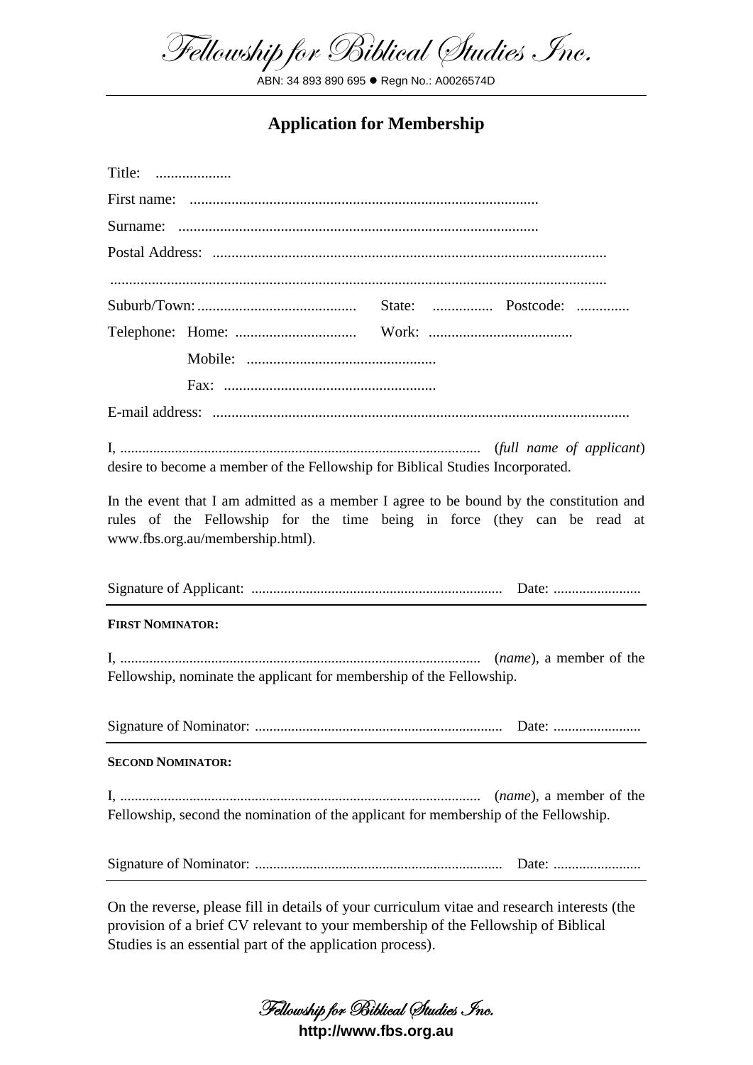# Fellowship for Biblical Studies Inc.

ABN: 34 893 890 695 ● Regn No.: A0026574D

## Application for Membership

Title: ....................

First name: ............................................................................................

Surname: ...............................................................................................

Postal Address: ........................................................................................................

..................................................................................................................................

Suburb/Town: .......................................... State: ................ Postcode: ..............

Telephone: Home: ................................ Work: ......................................

Mobile: .................................................

Fax: ........................................................

E-mail address: .............................................................................................................

I, ................................................................................................ (*full name of applicant*) desire to become a member of the Fellowship for Biblical Studies Incorporated.

In the event that I am admitted as a member I agree to be bound by the constitution and rules of the Fellowship for the time being in force (they can be read at www.fbs.org.au/membership.html).

Signature of Applicant: .................................................................... Date: ........................

**FIRST NOMINATOR:**

I, ................................................................................................ (*name*), a member of the Fellowship, nominate the applicant for membership of the Fellowship.

Signature of Nominator: ................................................................... Date: ........................

**SECOND NOMINATOR:**

I, ................................................................................................ (*name*), a member of the Fellowship, second the nomination of the applicant for membership of the Fellowship.

Signature of Nominator: ................................................................... Date: ........................

On the reverse, please fill in details of your curriculum vitae and research interests (the provision of a brief CV relevant to your membership of the Fellowship of Biblical Studies is an essential part of the application process).

Fellowship for Biblical Studies Inc.
**http://www.fbs.org.au**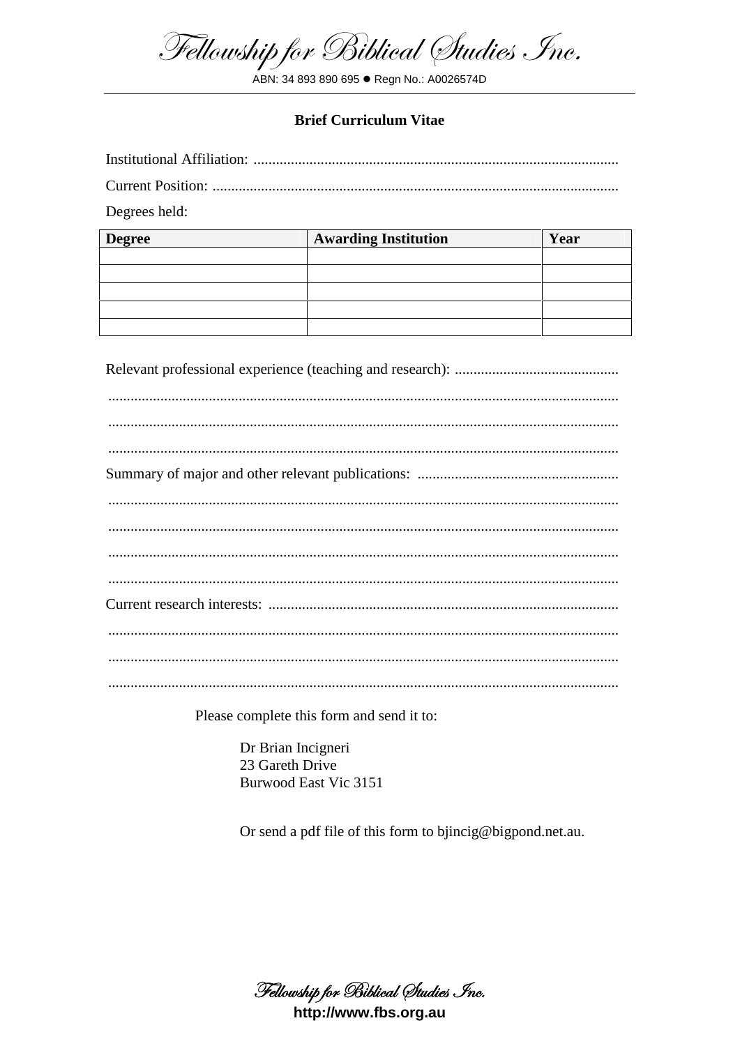# Fellowship for Biblical Studies Inc.

ABN: 34 893 890 695 ● Regn No.: A0026574D

## Brief Curriculum Vitae

Institutional Affiliation: ..................................................................................................

Current Position: ..................................................................................................

Degrees held:

| Degree | Awarding Institution | Year |
|---|---|---|
| | | |
| | | |
| | | |
| | | |
| | | |

Relevant professional experience (teaching and research): ..........................................

..................................................................................................

..................................................................................................

..................................................................................................

Summary of major and other relevant publications: ..........................................

..................................................................................................

..................................................................................................

..................................................................................................

..................................................................................................

Current research interests: ..................................................................................................

..................................................................................................

..................................................................................................

..................................................................................................

Please complete this form and send it to:

Dr Brian Incigneri
23 Gareth Drive
Burwood East Vic 3151

Or send a pdf file of this form to bjincig@bigpond.net.au.

Fellowship for Biblical Studies Inc.
http://www.fbs.org.au